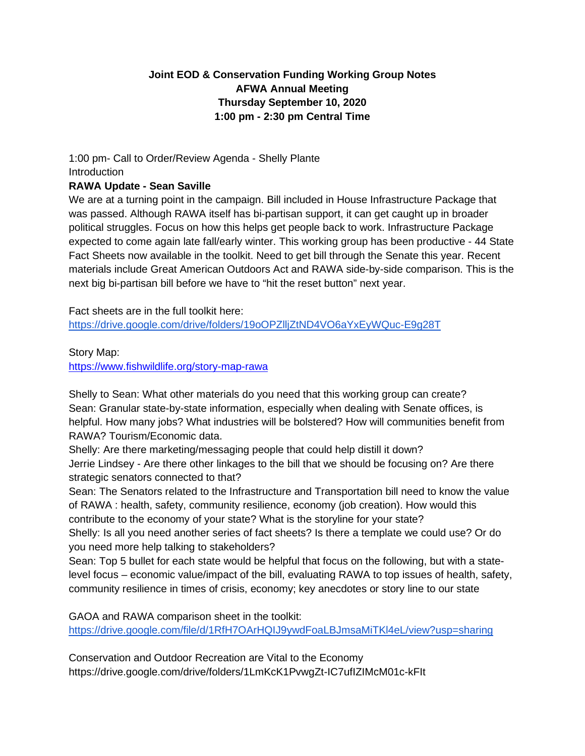**Joint EOD & Conservation Funding Working Group Notes**
**AFWA Annual Meeting**
**Thursday September 10, 2020**
**1:00 pm - 2:30 pm Central Time**

1:00 pm- Call to Order/Review Agenda - Shelly Plante
Introduction

**RAWA Update - Sean Saville**

We are at a turning point in the campaign. Bill included in House Infrastructure Package that was passed. Although RAWA itself has bi-partisan support, it can get caught up in broader political struggles. Focus on how this helps get people back to work. Infrastructure Package expected to come again late fall/early winter. This working group has been productive - 44 State Fact Sheets now available in the toolkit. Need to get bill through the Senate this year. Recent materials include Great American Outdoors Act and RAWA side-by-side comparison. This is the next big bi-partisan bill before we have to "hit the reset button" next year.

Fact sheets are in the full toolkit here:
https://drive.google.com/drive/folders/19oOPZlljZtND4VO6aYxEyWQuc-E9g28T

Story Map:
https://www.fishwildlife.org/story-map-rawa

Shelly to Sean: What other materials do you need that this working group can create?
Sean: Granular state-by-state information, especially when dealing with Senate offices, is helpful. How many jobs? What industries will be bolstered? How will communities benefit from RAWA? Tourism/Economic data.
Shelly: Are there marketing/messaging people that could help distill it down?
Jerrie Lindsey - Are there other linkages to the bill that we should be focusing on? Are there strategic senators connected to that?
Sean: The Senators related to the Infrastructure and Transportation bill need to know the value of RAWA : health, safety, community resilience, economy (job creation). How would this contribute to the economy of your state? What is the storyline for your state?
Shelly: Is all you need another series of fact sheets? Is there a template we could use? Or do you need more help talking to stakeholders?
Sean: Top 5 bullet for each state would be helpful that focus on the following, but with a state-level focus – economic value/impact of the bill, evaluating RAWA to top issues of health, safety, community resilience in times of crisis, economy; key anecdotes or story line to our state

GAOA and RAWA comparison sheet in the toolkit:
https://drive.google.com/file/d/1RfH7OArHQIJ9ywdFoaLBJmsaMiTKl4eL/view?usp=sharing

Conservation and Outdoor Recreation are Vital to the Economy
https://drive.google.com/drive/folders/1LmKcK1PvwgZt-IC7ufIZIMcM01c-kFIt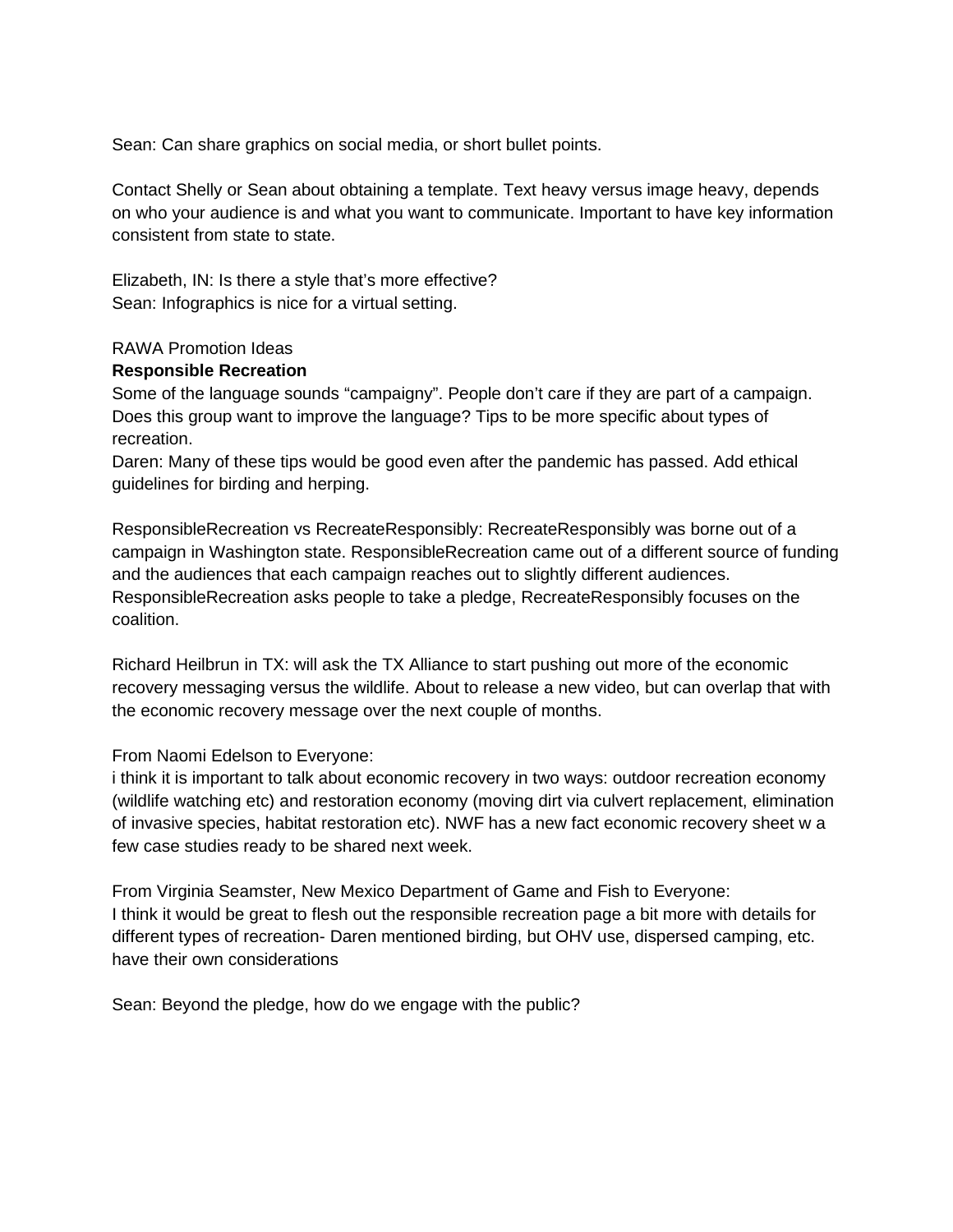Sean: Can share graphics on social media, or short bullet points.

Contact Shelly or Sean about obtaining a template. Text heavy versus image heavy, depends on who your audience is and what you want to communicate. Important to have key information consistent from state to state.

Elizabeth, IN: Is there a style that's more effective?
Sean: Infographics is nice for a virtual setting.

RAWA Promotion Ideas
**Responsible Recreation**
Some of the language sounds "campaigny". People don't care if they are part of a campaign. Does this group want to improve the language? Tips to be more specific about types of recreation.
Daren: Many of these tips would be good even after the pandemic has passed. Add ethical guidelines for birding and herping.

ResponsibleRecreation vs RecreateResponsibly: RecreateResponsibly was borne out of a campaign in Washington state. ResponsibleRecreation came out of a different source of funding and the audiences that each campaign reaches out to slightly different audiences. ResponsibleRecreation asks people to take a pledge, RecreateResponsibly focuses on the coalition.

Richard Heilbrun in TX: will ask the TX Alliance to start pushing out more of the economic recovery messaging versus the wildlife. About to release a new video, but can overlap that with the economic recovery message over the next couple of months.

From Naomi Edelson to Everyone:
i think it is important to talk about economic recovery in two ways: outdoor recreation economy (wildlife watching etc) and restoration economy (moving dirt via culvert replacement, elimination of invasive species, habitat restoration etc). NWF has a new fact economic recovery sheet w a few case studies ready to be shared next week.

From Virginia Seamster, New Mexico Department of Game and Fish to Everyone:
I think it would be great to flesh out the responsible recreation page a bit more with details for different types of recreation- Daren mentioned birding, but OHV use, dispersed camping, etc. have their own considerations

Sean: Beyond the pledge, how do we engage with the public?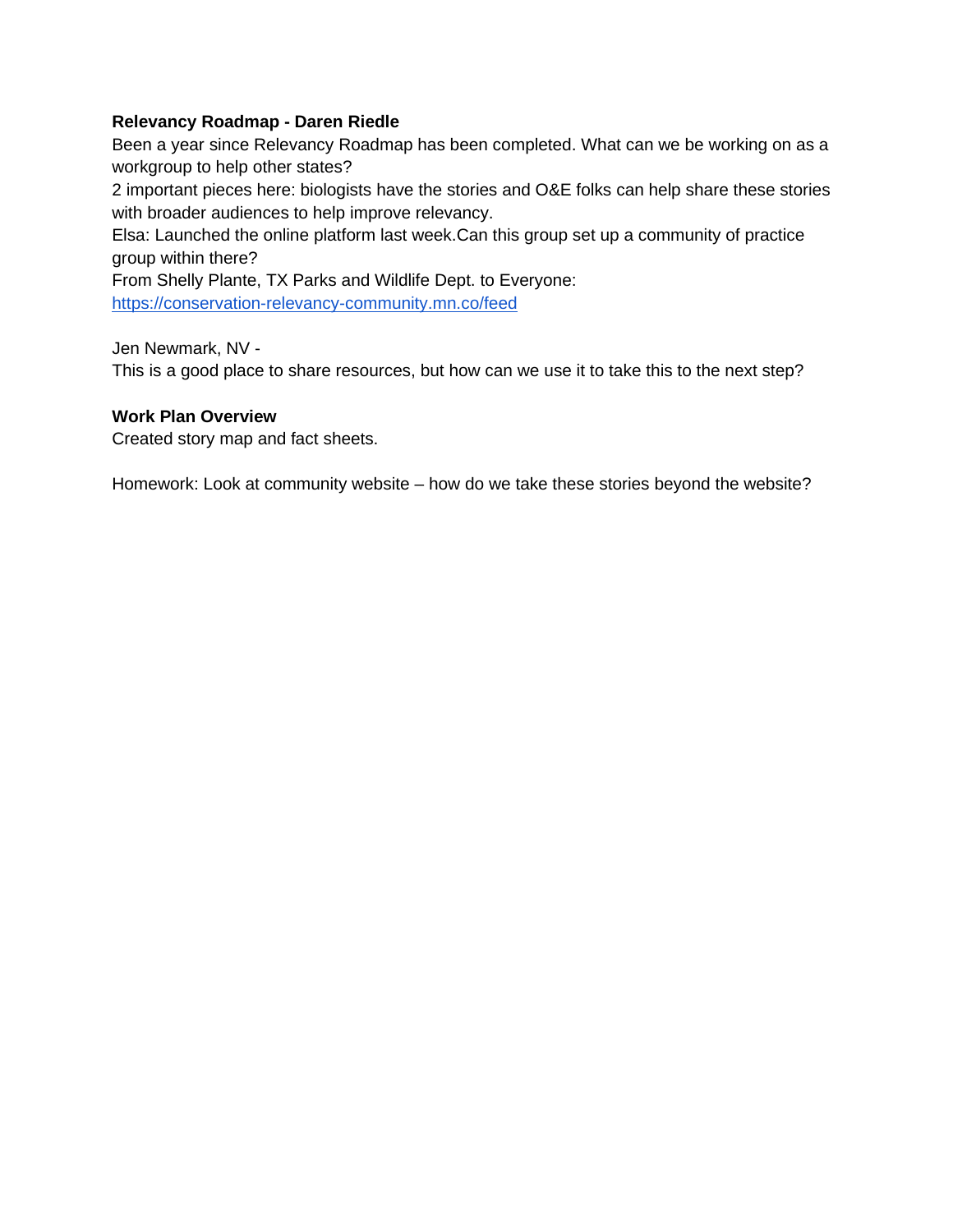**Relevancy Roadmap - Daren Riedle**

Been a year since Relevancy Roadmap has been completed. What can we be working on as a workgroup to help other states?

2 important pieces here: biologists have the stories and O&E folks can help share these stories with broader audiences to help improve relevancy.

Elsa: Launched the online platform last week.Can this group set up a community of practice group within there?

From Shelly Plante, TX Parks and Wildlife Dept. to Everyone:
https://conservation-relevancy-community.mn.co/feed

Jen Newmark, NV -
This is a good place to share resources, but how can we use it to take this to the next step?

**Work Plan Overview**

Created story map and fact sheets.

Homework: Look at community website – how do we take these stories beyond the website?